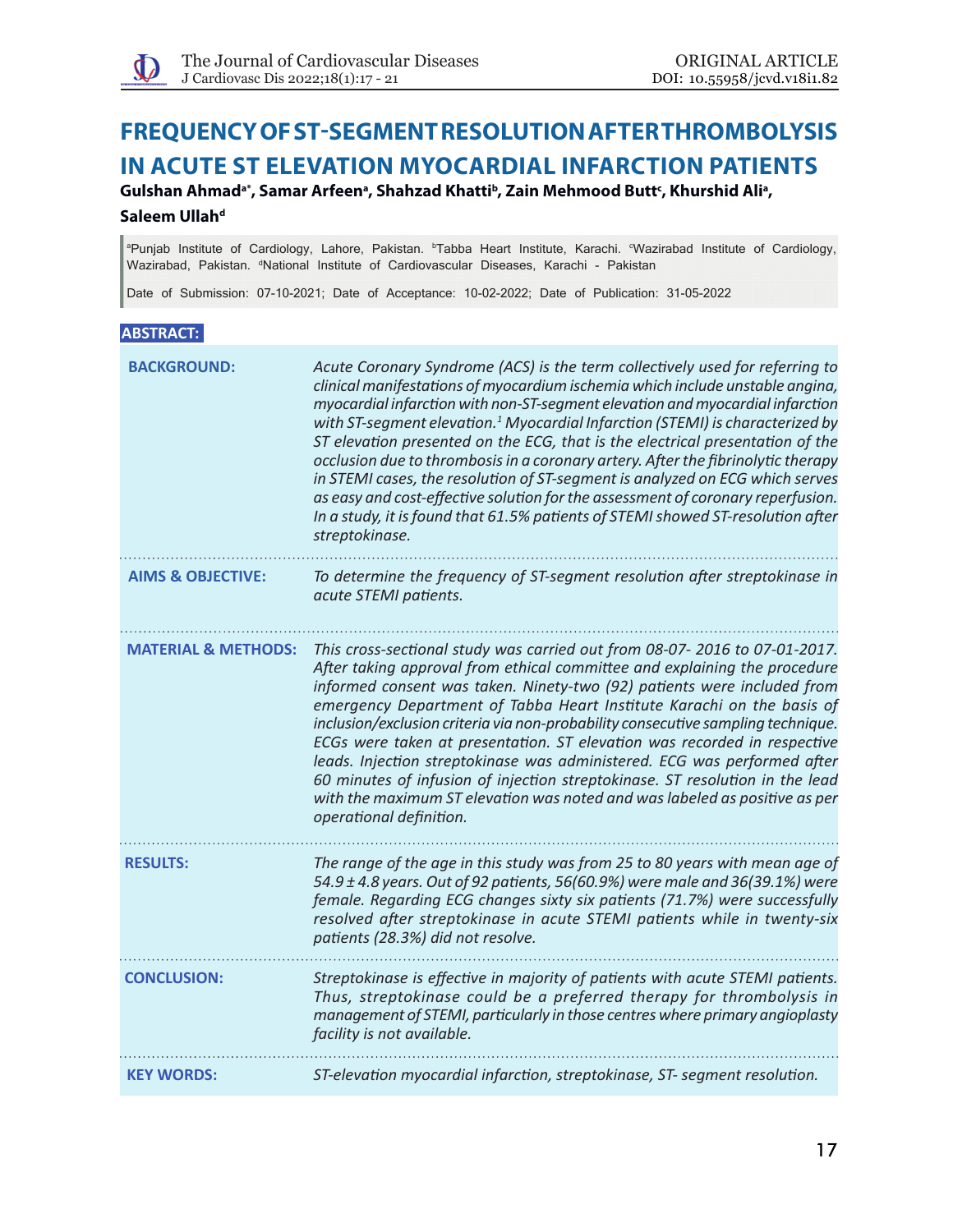# FREQUENCY OF ST-SEGMENT RESOLUTION AFTER THROMBOLYSIS IN ACUTE ST ELEVATION MYOCARDIAL INFARCTION PATIENTS

**Gulshan Ahmad[a*], Samar Arfeen[a], Shahzad Khatti[b], Zain Mehmood Butt[c], Khurshid Ali[a], Saleem Ullah[d]**

[a]Punjab Institute of Cardiology, Lahore, Pakistan. [b]Tabba Heart Institute, Karachi. [c]Wazirabad Institute of Cardiology, Wazirabad, Pakistan. [d]National Institute of Cardiovascular Diseases, Karachi - Pakistan

Date of Submission: 07-10-2021; Date of Acceptance: 10-02-2022; Date of Publication: 31-05-2022

## ABSTRACT:

**BACKGROUND:** *Acute Coronary Syndrome (ACS) is the term collectively used for referring to clinical manifestations of myocardium ischemia which include unstable angina, myocardial infarction with non-ST-segment elevation and myocardial infarction with ST-segment elevation.[1] Myocardial Infarction (STEMI) is characterized by ST elevation presented on the ECG, that is the electrical presentation of the occlusion due to thrombosis in a coronary artery. After the fibrinolytic therapy in STEMI cases, the resolution of ST-segment is analyzed on ECG which serves as easy and cost-effective solution for the assessment of coronary reperfusion. In a study, it is found that 61.5% patients of STEMI showed ST-resolution after streptokinase.*

**AIMS & OBJECTIVE:** *To determine the frequency of ST-segment resolution after streptokinase in acute STEMI patients.*

**MATERIAL & METHODS:** *This cross-sectional study was carried out from 08-07- 2016 to 07-01-2017. After taking approval from ethical committee and explaining the procedure informed consent was taken. Ninety-two (92) patients were included from emergency Department of Tabba Heart Institute Karachi on the basis of inclusion/exclusion criteria via non-probability consecutive sampling technique. ECGs were taken at presentation. ST elevation was recorded in respective leads. Injection streptokinase was administered. ECG was performed after 60 minutes of infusion of injection streptokinase. ST resolution in the lead with the maximum ST elevation was noted and was labeled as positive as per operational definition.*

**RESULTS:** *The range of the age in this study was from 25 to 80 years with mean age of 54.9 ± 4.8 years. Out of 92 patients, 56(60.9%) were male and 36(39.1%) were female. Regarding ECG changes sixty six patients (71.7%) were successfully resolved after streptokinase in acute STEMI patients while in twenty-six patients (28.3%) did not resolve.*

**CONCLUSION:** *Streptokinase is effective in majority of patients with acute STEMI patients. Thus, streptokinase could be a preferred therapy for thrombolysis in management of STEMI, particularly in those centres where primary angioplasty facility is not available.*

**KEY WORDS:** *ST-elevation myocardial infarction, streptokinase, ST- segment resolution.*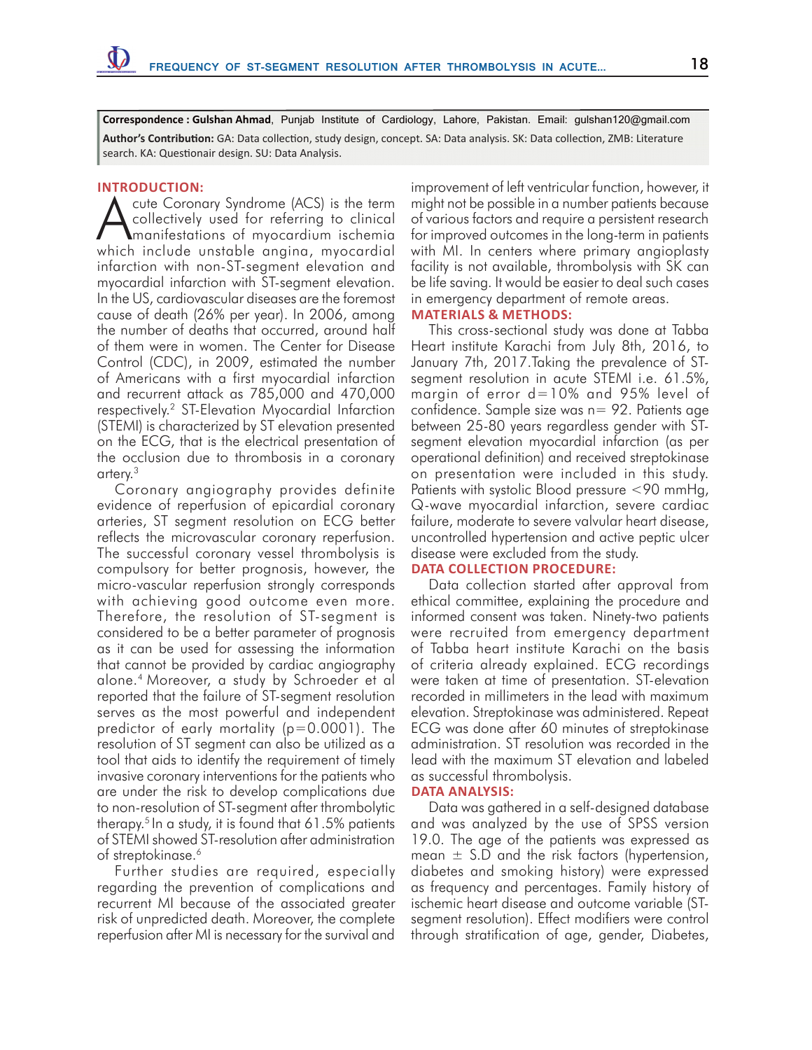**Correspondence : Gulshan Ahmad**, Punjab Institute of Cardiology, Lahore, Pakistan. Email: gulshan120@gmail.com

**Author's Contribution:** GA: Data collection, study design, concept. SA: Data analysis. SK: Data collection, ZMB: Literature search. KA: Questionair design. SU: Data Analysis.

## INTRODUCTION:

Acute Coronary Syndrome (ACS) is the term collectively used for referring to clinical manifestations of myocardium ischemia which include unstable angina, myocardial infarction with non-ST-segment elevation and myocardial infarction with ST-segment elevation. In the US, cardiovascular diseases are the foremost cause of death (26% per year). In 2006, among the number of deaths that occurred, around half of them were in women. The Center for Disease Control (CDC), in 2009, estimated the number of Americans with a first myocardial infarction and recurrent attack as 785,000 and 470,000 respectively.[2] ST-Elevation Myocardial Infarction (STEMI) is characterized by ST elevation presented on the ECG, that is the electrical presentation of the occlusion due to thrombosis in a coronary artery.[3]

Coronary angiography provides definite evidence of reperfusion of epicardial coronary arteries, ST segment resolution on ECG better reflects the microvascular coronary reperfusion. The successful coronary vessel thrombolysis is compulsory for better prognosis, however, the micro-vascular reperfusion strongly corresponds with achieving good outcome even more. Therefore, the resolution of ST-segment is considered to be a better parameter of prognosis as it can be used for assessing the information that cannot be provided by cardiac angiography alone.[4] Moreover, a study by Schroeder et al reported that the failure of ST-segment resolution serves as the most powerful and independent predictor of early mortality (p=0.0001). The resolution of ST segment can also be utilized as a tool that aids to identify the requirement of timely invasive coronary interventions for the patients who are under the risk to develop complications due to non-resolution of ST-segment after thrombolytic therapy.[5] In a study, it is found that 61.5% patients of STEMI showed ST-resolution after administration of streptokinase.[6]

Further studies are required, especially regarding the prevention of complications and recurrent MI because of the associated greater risk of unpredicted death. Moreover, the complete reperfusion after MI is necessary for the survival and improvement of left ventricular function, however, it might not be possible in a number patients because of various factors and require a persistent research for improved outcomes in the long-term in patients with MI. In centers where primary angioplasty facility is not available, thrombolysis with SK can be life saving. It would be easier to deal such cases in emergency department of remote areas.

## MATERIALS & METHODS:

This cross-sectional study was done at Tabba Heart institute Karachi from July 8th, 2016, to January 7th, 2017.Taking the prevalence of ST-segment resolution in acute STEMI i.e. 61.5%, margin of error d=10% and 95% of confidence. Sample size was n= 92. Patients age between 25-80 years regardless gender with ST-segment elevation myocardial infarction (as per operational definition) and received streptokinase on presentation were included in this study. Patients with systolic Blood pressure <90 mmHg, Q-wave myocardial infarction, severe cardiac failure, moderate to severe valvular heart disease, uncontrolled hypertension and active peptic ulcer disease were excluded from the study.

## DATA COLLECTION PROCEDURE:

Data collection started after approval from ethical committee, explaining the procedure and informed consent was taken. Ninety-two patients were recruited from emergency department of Tabba heart institute Karachi on the basis of criteria already explained. ECG recordings were taken at time of presentation. ST-elevation recorded in millimeters in the lead with maximum elevation. Streptokinase was administered. Repeat ECG was done after 60 minutes of streptokinase administration. ST resolution was recorded in the lead with the maximum ST elevation and labeled as successful thrombolysis.

## DATA ANALYSIS:

Data was gathered in a self-designed database and was analyzed by the use of SPSS version 19.0. The age of the patients was expressed as mean ± S.D and the risk factors (hypertension, diabetes and smoking history) were expressed as frequency and percentages. Family history of ischemic heart disease and outcome variable (ST-segment resolution). Effect modifiers were control through stratification of age, gender, Diabetes,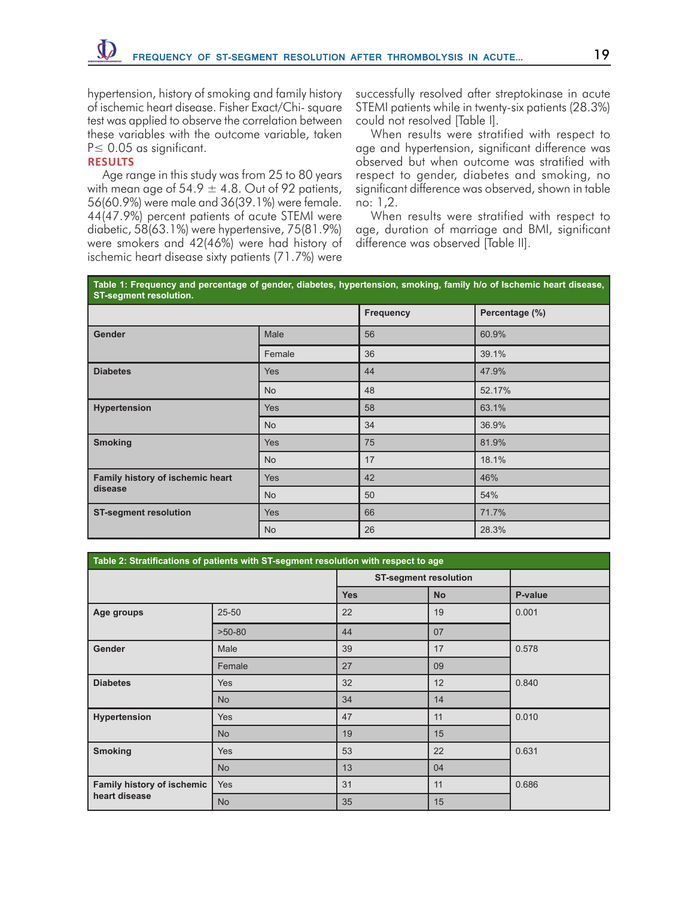hypertension, history of smoking and family history of ischemic heart disease. Fisher Exact/Chi- square test was applied to observe the correlation between these variables with the outcome variable, taken P≤ 0.05 as significant.

## RESULTS

Age range in this study was from 25 to 80 years with mean age of 54.9 ± 4.8. Out of 92 patients, 56(60.9%) were male and 36(39.1%) were female. 44(47.9%) percent patients of acute STEMI were diabetic, 58(63.1%) were hypertensive, 75(81.9%) were smokers and 42(46%) were had history of ischemic heart disease sixty patients (71.7%) were successfully resolved after streptokinase in acute STEMI patients while in twenty-six patients (28.3%) could not resolved [Table I].

When results were stratified with respect to age and hypertension, significant difference was observed but when outcome was stratified with respect to gender, diabetes and smoking, no significant difference was observed, shown in table no: 1,2.

When results were stratified with respect to age, duration of marriage and BMI, significant difference was observed [Table II].

**Table 1: Frequency and percentage of gender, diabetes, hypertension, smoking, family h/o of Ischemic heart disease, ST-segment resolution.**

| | | Frequency | Percentage (%) |
|---|---|---|---|
| **Gender** | Male | 56 | 60.9% |
| | Female | 36 | 39.1% |
| **Diabetes** | Yes | 44 | 47.9% |
| | No | 48 | 52.17% |
| **Hypertension** | Yes | 58 | 63.1% |
| | No | 34 | 36.9% |
| **Smoking** | Yes | 75 | 81.9% |
| | No | 17 | 18.1% |
| **Family history of ischemic heart disease** | Yes | 42 | 46% |
| | No | 50 | 54% |
| **ST-segment resolution** | Yes | 66 | 71.7% |
| | No | 26 | 28.3% |

**Table 2: Stratifications of patients with ST-segment resolution with respect to age**

| | | ST-segment resolution | | |
|---|---|---|---|---|
| | | Yes | No | P-value |
| **Age groups** | 25-50 | 22 | 19 | 0.001 |
| | >50-80 | 44 | 07 | |
| **Gender** | Male | 39 | 17 | 0.578 |
| | Female | 27 | 09 | |
| **Diabetes** | Yes | 32 | 12 | 0.840 |
| | No | 34 | 14 | |
| **Hypertension** | Yes | 47 | 11 | 0.010 |
| | No | 19 | 15 | |
| **Smoking** | Yes | 53 | 22 | 0.631 |
| | No | 13 | 04 | |
| **Family history of ischemic heart disease** | Yes | 31 | 11 | 0.686 |
| | No | 35 | 15 | |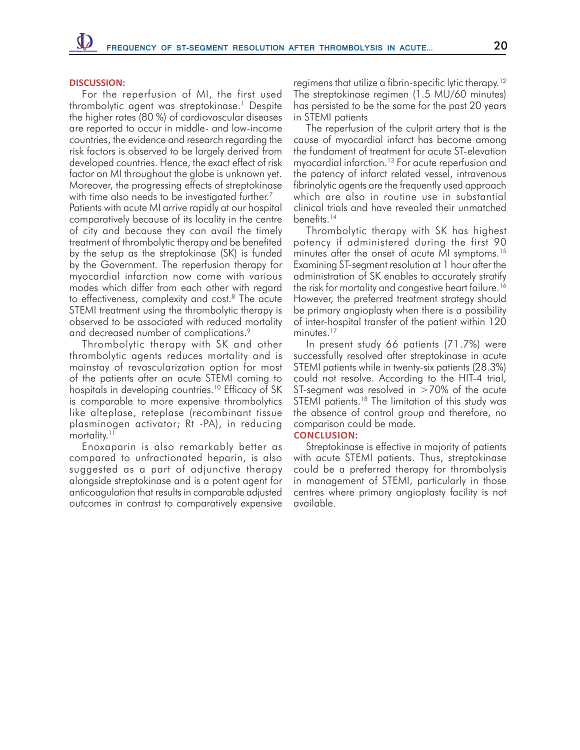## DISCUSSION:

For the reperfusion of MI, the first used thrombolytic agent was streptokinase.[1] Despite the higher rates (80 %) of cardiovascular diseases are reported to occur in middle- and low-income countries, the evidence and research regarding the risk factors is observed to be largely derived from developed countries. Hence, the exact effect of risk factor on MI throughout the globe is unknown yet. Moreover, the progressing effects of streptokinase with time also needs to be investigated further.[7]

Patients with acute MI arrive rapidly at our hospital comparatively because of its locality in the centre of city and because they can avail the timely treatment of thrombolytic therapy and be benefited by the setup as the streptokinase (SK) is funded by the Government. The reperfusion therapy for myocardial infarction now come with various modes which differ from each other with regard to effectiveness, complexity and cost.[8] The acute STEMI treatment using the thrombolytic therapy is observed to be associated with reduced mortality and decreased number of complications.[9]

Thrombolytic therapy with SK and other thrombolytic agents reduces mortality and is mainstay of revascularization option for most of the patients after an acute STEMI coming to hospitals in developing countries.[10] Efficacy of SK is comparable to more expensive thrombolytics like alteplase, reteplase (recombinant tissue plasminogen activator; Rt -PA), in reducing mortality.[11]

Enoxaparin is also remarkably better as compared to unfractionated heparin, is also suggested as a part of adjunctive therapy alongside streptokinase and is a potent agent for anticoagulation that results in comparable adjusted outcomes in contrast to comparatively expensive regimens that utilize a fibrin-specific lytic therapy.[12] The streptokinase regimen (1.5 MU/60 minutes) has persisted to be the same for the past 20 years in STEMI patients

The reperfusion of the culprit artery that is the cause of myocardial infarct has become among the fundament of treatment for acute ST-elevation myocardial infarction.[13] For acute reperfusion and the patency of infarct related vessel, intravenous fibrinolytic agents are the frequently used approach which are also in routine use in substantial clinical trials and have revealed their unmatched benefits.[14]

Thrombolytic therapy with SK has highest potency if administered during the first 90 minutes after the onset of acute MI symptoms.[15] Examining ST-segment resolution at 1 hour after the administration of SK enables to accurately stratify the risk for mortality and congestive heart failure.[16] However, the preferred treatment strategy should be primary angioplasty when there is a possibility of inter-hospital transfer of the patient within 120 minutes.[17]

In present study 66 patients (71.7%) were successfully resolved after streptokinase in acute STEMI patients while in twenty-six patients (28.3%) could not resolve. According to the HIT-4 trial, ST-segment was resolved in >70% of the acute STEMI patients.[18] The limitation of this study was the absence of control group and therefore, no comparison could be made.

## CONCLUSION:

Streptokinase is effective in majority of patients with acute STEMI patients. Thus, streptokinase could be a preferred therapy for thrombolysis in management of STEMI, particularly in those centres where primary angioplasty facility is not available.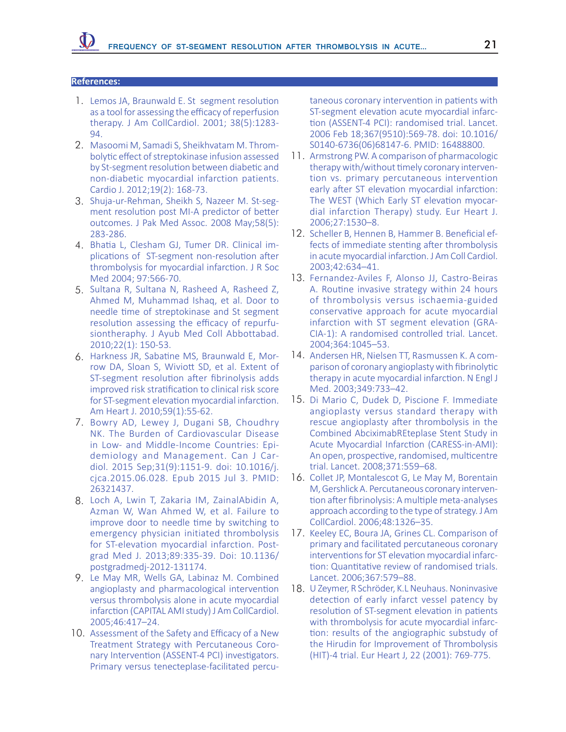## References:

1. Lemos JA, Braunwald E. St segment resolution as a tool for assessing the efficacy of reperfusion therapy. J Am CollCardiol. 2001; 38(5):1283-94.
2. Masoomi M, Samadi S, Sheikhvatam M. Thrombolytic effect of streptokinase infusion assessed by St-segment resolution between diabetic and non-diabetic myocardial infarction patients. Cardio J. 2012;19(2): 168-73.
3. Shuja-ur-Rehman, Sheikh S, Nazeer M. St-segment resolution post MI-A predictor of better outcomes. J Pak Med Assoc. 2008 May;58(5): 283-286.
4. Bhatia L, Clesham GJ, Tumer DR. Clinical implications of ST-segment non-resolution after thrombolysis for myocardial infarction. J R Soc Med 2004; 97:566-70.
5. Sultana R, Sultana N, Rasheed A, Rasheed Z, Ahmed M, Muhammad Ishaq, et al. Door to needle time of streptokinase and St segment resolution assessing the efficacy of repurfusiontheraphy. J Ayub Med Coll Abbottabad. 2010;22(1): 150-53.
6. Harkness JR, Sabatine MS, Braunwald E, Morrow DA, Sloan S, Wiviott SD, et al. Extent of ST-segment resolution after fibrinolysis adds improved risk stratification to clinical risk score for ST-segment elevation myocardial infarction. Am Heart J. 2010;59(1):55-62.
7. Bowry AD, Lewey J, Dugani SB, Choudhry NK. The Burden of Cardiovascular Disease in Low- and Middle-Income Countries: Epidemiology and Management. Can J Cardiol. 2015 Sep;31(9):1151-9. doi: 10.1016/j.cjca.2015.06.028. Epub 2015 Jul 3. PMID: 26321437.
8. Loch A, Lwin T, Zakaria IM, ZainalAbidin A, Azman W, Wan Ahmed W, et al. Failure to improve door to needle time by switching to emergency physician initiated thrombolysis for ST-elevation myocardial infarction. Postgrad Med J. 2013;89:335-39. Doi: 10.1136/postgradmedj-2012-131174.
9. Le May MR, Wells GA, Labinaz M. Combined angioplasty and pharmacological intervention versus thrombolysis alone in acute myocardial infarction (CAPITAL AMI study) J Am CollCardiol. 2005;46:417–24.
10. Assessment of the Safety and Efficacy of a New Treatment Strategy with Percutaneous Coronary Intervention (ASSENT-4 PCI) investigators. Primary versus tenecteplase-facilitated percutaneous coronary intervention in patients with ST-segment elevation acute myocardial infarction (ASSENT-4 PCI): randomised trial. Lancet. 2006 Feb 18;367(9510):569-78. doi: 10.1016/S0140-6736(06)68147-6. PMID: 16488800.
11. Armstrong PW. A comparison of pharmacologic therapy with/without timely coronary intervention vs. primary percutaneous intervention early after ST elevation myocardial infarction: The WEST (Which Early ST elevation myocardial infarction Therapy) study. Eur Heart J. 2006;27:1530–8.
12. Scheller B, Hennen B, Hammer B. Beneficial effects of immediate stenting after thrombolysis in acute myocardial infarction. J Am Coll Cardiol. 2003;42:634–41.
13. Fernandez-Aviles F, Alonso JJ, Castro-Beiras A. Routine invasive strategy within 24 hours of thrombolysis versus ischaemia-guided conservative approach for acute myocardial infarction with ST segment elevation (GRACIA-1): A randomised controlled trial. Lancet. 2004;364:1045–53.
14. Andersen HR, Nielsen TT, Rasmussen K. A comparison of coronary angioplasty with fibrinolytic therapy in acute myocardial infarction. N Engl J Med. 2003;349:733–42.
15. Di Mario C, Dudek D, Piscione F. Immediate angioplasty versus standard therapy with rescue angioplasty after thrombolysis in the Combined AbciximabREteplase Stent Study in Acute Myocardial Infarction (CARESS-in-AMI): An open, prospective, randomised, multicentre trial. Lancet. 2008;371:559–68.
16. Collet JP, Montalescot G, Le May M, Borentain M, Gershlick A. Percutaneous coronary intervention after fibrinolysis: A multiple meta-analyses approach according to the type of strategy. J Am CollCardiol. 2006;48:1326–35.
17. Keeley EC, Boura JA, Grines CL. Comparison of primary and facilitated percutaneous coronary interventions for ST elevation myocardial infarction: Quantitative review of randomised trials. Lancet. 2006;367:579–88.
18. U Zeymer, R Schröder, K.L Neuhaus. Noninvasive detection of early infarct vessel patency by resolution of ST-segment elevation in patients with thrombolysis for acute myocardial infarction: results of the angiographic substudy of the Hirudin for Improvement of Thrombolysis (HIT)-4 trial. Eur Heart J, 22 (2001): 769-775.